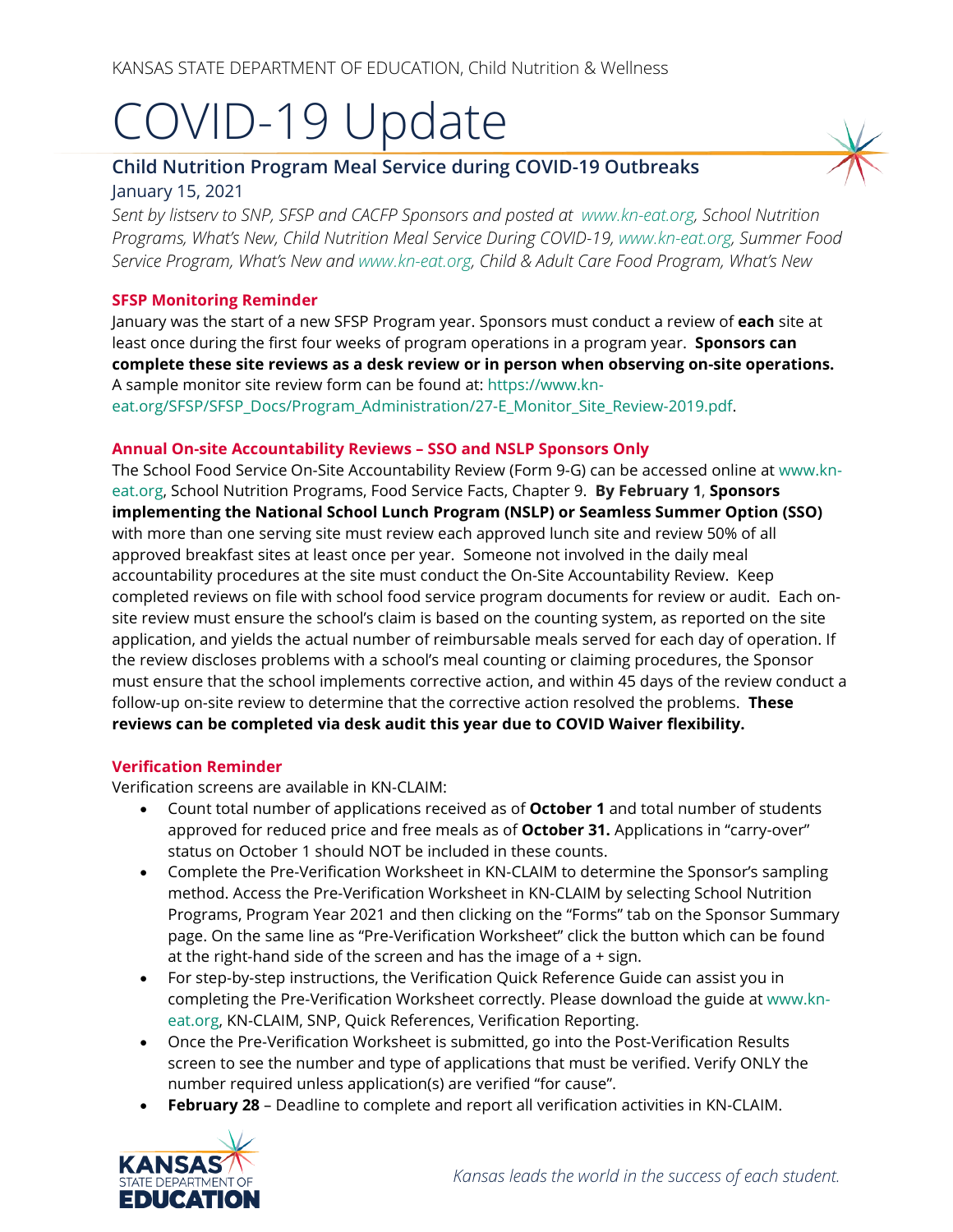KANSAS STATE DEPARTMENT OF EDUCATION, Child Nutrition & Wellness

# COVID-19 Update

## Child Nutrition Program Meal Service during COVID-19 Outbreaks

January 15, 2021

*Sent by listserv to SNP, SFSP and CACFP Sponsors and posted at www.kn-eat.org, School Nutrition Programs, What's New, Child Nutrition Meal Service During COVID-19, www.kn-eat.org, Summer Food Service Program, What's New and www.kn-eat.org, Child & Adult Care Food Program, What's New*

### SFSP Monitoring Reminder

January was the start of a new SFSP Program year. Sponsors must conduct a review of **each** site at least once during the first four weeks of program operations in a program year. **Sponsors can complete these site reviews as a desk review or in person when observing on-site operations.** A sample monitor site review form can be found at: https://www.kn-eat.org/SFSP/SFSP_Docs/Program_Administration/27-E_Monitor_Site_Review-2019.pdf.

### Annual On-site Accountability Reviews – SSO and NSLP Sponsors Only

The School Food Service On-Site Accountability Review (Form 9-G) can be accessed online at www.kn-eat.org, School Nutrition Programs, Food Service Facts, Chapter 9. **By February 1**, **Sponsors implementing the National School Lunch Program (NSLP) or Seamless Summer Option (SSO)** with more than one serving site must review each approved lunch site and review 50% of all approved breakfast sites at least once per year. Someone not involved in the daily meal accountability procedures at the site must conduct the On-Site Accountability Review. Keep completed reviews on file with school food service program documents for review or audit. Each on-site review must ensure the school's claim is based on the counting system, as reported on the site application, and yields the actual number of reimbursable meals served for each day of operation. If the review discloses problems with a school's meal counting or claiming procedures, the Sponsor must ensure that the school implements corrective action, and within 45 days of the review conduct a follow-up on-site review to determine that the corrective action resolved the problems. **These reviews can be completed via desk audit this year due to COVID Waiver flexibility.**

### Verification Reminder

Verification screens are available in KN-CLAIM:

- Count total number of applications received as of **October 1** and total number of students approved for reduced price and free meals as of **October 31.** Applications in "carry-over" status on October 1 should NOT be included in these counts.
- Complete the Pre-Verification Worksheet in KN-CLAIM to determine the Sponsor's sampling method. Access the Pre-Verification Worksheet in KN-CLAIM by selecting School Nutrition Programs, Program Year 2021 and then clicking on the "Forms" tab on the Sponsor Summary page. On the same line as "Pre-Verification Worksheet" click the button which can be found at the right-hand side of the screen and has the image of a + sign.
- For step-by-step instructions, the Verification Quick Reference Guide can assist you in completing the Pre-Verification Worksheet correctly. Please download the guide at www.kn-eat.org, KN-CLAIM, SNP, Quick References, Verification Reporting.
- Once the Pre-Verification Worksheet is submitted, go into the Post-Verification Results screen to see the number and type of applications that must be verified. Verify ONLY the number required unless application(s) are verified "for cause".
- **February 28** – Deadline to complete and report all verification activities in KN-CLAIM.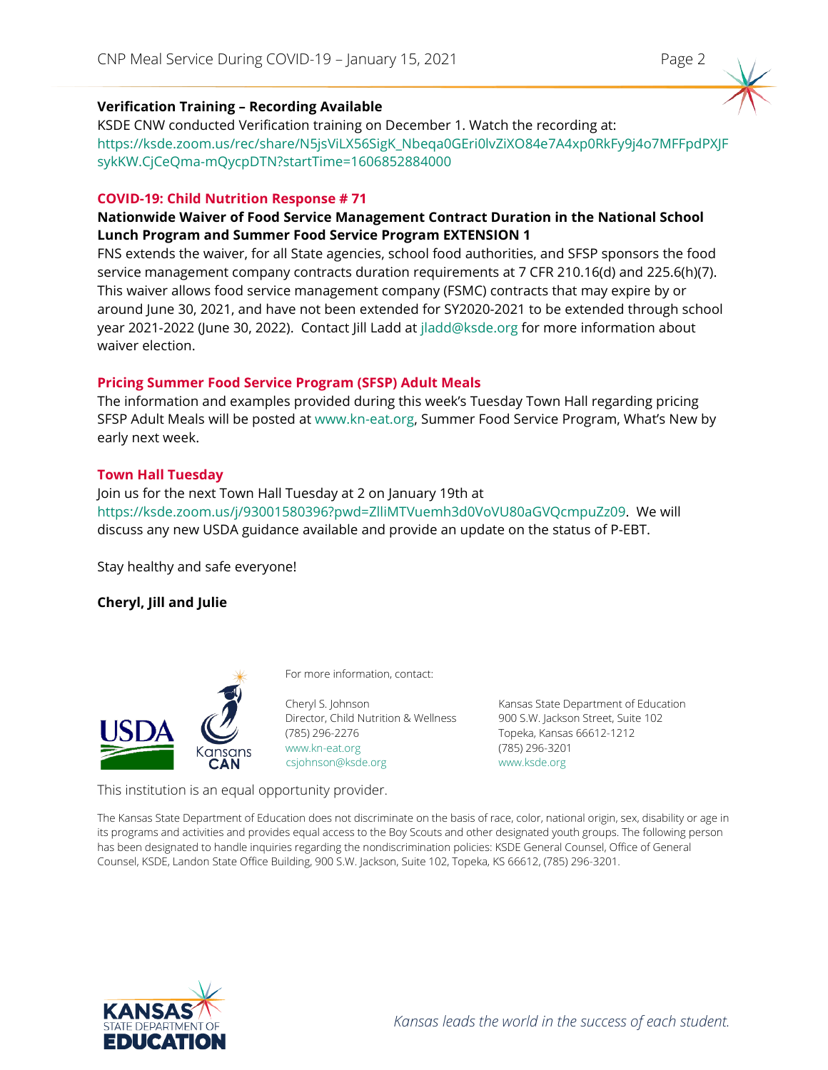**Verification Training – Recording Available**

KSDE CNW conducted Verification training on December 1. Watch the recording at: https://ksde.zoom.us/rec/share/N5jsViLX56SigK_Nbeqa0GEri0lvZiXO84e7A4xp0RkFy9j4o7MFFpdPXJFsykKW.CjCeQma-mQycpDTN?startTime=1606852884000

**COVID-19: Child Nutrition Response # 71**

**Nationwide Waiver of Food Service Management Contract Duration in the National School Lunch Program and Summer Food Service Program EXTENSION 1**

FNS extends the waiver, for all State agencies, school food authorities, and SFSP sponsors the food service management company contracts duration requirements at 7 CFR 210.16(d) and 225.6(h)(7). This waiver allows food service management company (FSMC) contracts that may expire by or around June 30, 2021, and have not been extended for SY2020-2021 to be extended through school year 2021-2022 (June 30, 2022). Contact Jill Ladd at jladd@ksde.org for more information about waiver election.

**Pricing Summer Food Service Program (SFSP) Adult Meals**

The information and examples provided during this week's Tuesday Town Hall regarding pricing SFSP Adult Meals will be posted at www.kn-eat.org, Summer Food Service Program, What's New by early next week.

**Town Hall Tuesday**

Join us for the next Town Hall Tuesday at 2 on January 19th at https://ksde.zoom.us/j/93001580396?pwd=ZlliMTVuemh3d0VoVU80aGVQcmpuZz09. We will discuss any new USDA guidance available and provide an update on the status of P-EBT.

Stay healthy and safe everyone!

**Cheryl, Jill and Julie**

For more information, contact:

Cheryl S. Johnson
Director, Child Nutrition & Wellness
(785) 296-2276
www.kn-eat.org
csjohnson@ksde.org

Kansas State Department of Education
900 S.W. Jackson Street, Suite 102
Topeka, Kansas 66612-1212
(785) 296-3201
www.ksde.org

This institution is an equal opportunity provider.

The Kansas State Department of Education does not discriminate on the basis of race, color, national origin, sex, disability or age in its programs and activities and provides equal access to the Boy Scouts and other designated youth groups. The following person has been designated to handle inquiries regarding the nondiscrimination policies: KSDE General Counsel, Office of General Counsel, KSDE, Landon State Office Building, 900 S.W. Jackson, Suite 102, Topeka, KS 66612, (785) 296-3201.

*Kansas leads the world in the success of each student.*